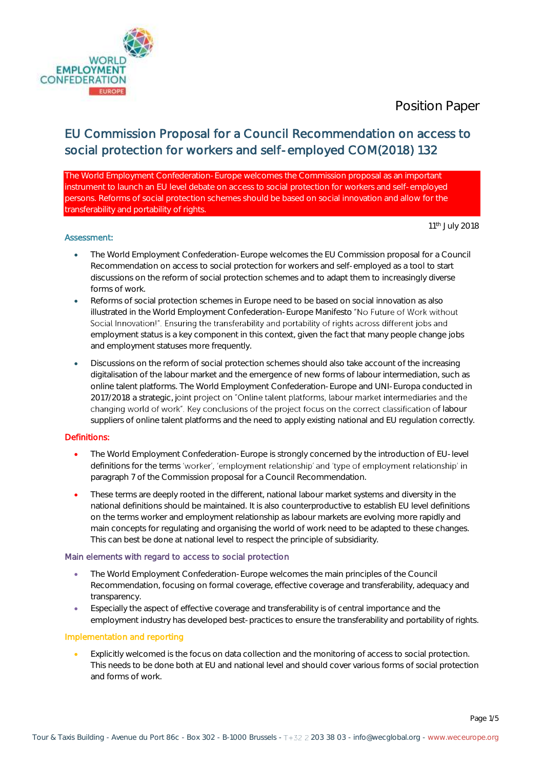Position Paper

# EU Commission Proposal for a Council Recommendation on access to social protection for workers and self-employed COM(2018) 132

**The World Employment Confederation-Europe welcomes the Commission proposal as an important instrument to launch an EU level debate on access to social protection for workers and self-employed persons. Reforms of social protection schemes should be based on social innovation and allow for the transferability and portability of rights.**

11th July 2018

## Assessment:

- The World Employment Confederation-Europe welcomes the EU Commission proposal for a Council Recommendation on access to social protection for workers and self-employed as a tool to start discussions on the reform of social protection schemes and to adapt them to increasingly diverse forms of work.
- Reforms of social protection schemes in Europe need to be based on social innovation as also illustrated in the World Employment Confederation-Europe Manifesto "No Future of Work without Social Innovation!". Ensuring the transferability and portability of rights across different jobs and employment status is a key component in this context, given the fact that many people change jobs and employment statuses more frequently.
- Discussions on the reform of social protection schemes should also take account of the increasing digitalisation of the labour market and the emergence of new forms of labour intermediation, such as online talent platforms. The World Employment Confederation-Europe and UNI-Europa conducted in 2017/2018 a strategic, joint project on "Online talent platforms, labour market intermediaries and the changing world of work". Key conclusions of the project focus on the correct classification of labour suppliers of online talent platforms and the need to apply existing national and EU regulation correctly.

## Definitions:

- The World Employment Confederation-Europe is strongly concerned by the introduction of EU-level definitions for the terms 'worker', 'employment relationship' and 'type of employment relationship' in paragraph 7 of the Commission proposal for a Council Recommendation.
- These terms are deeply rooted in the different, national labour market systems and diversity in the national definitions should be maintained. It is also counterproductive to establish EU level definitions on the terms worker and employment relationship as labour markets are evolving more rapidly and main concepts for regulating and organising the world of work need to be adapted to these changes. This can best be done at national level to respect the principle of subsidiarity.

## Main elements with regard to access to social protection

- The World Employment Confederation-Europe welcomes the main principles of the Council Recommendation, focusing on formal coverage, effective coverage and transferability, adequacy and transparency.
- Especially the aspect of effective coverage and transferability is of central importance and the employment industry has developed best-practices to ensure the transferability and portability of rights.

## Implementation and reporting

- Explicitly welcomed is the focus on data collection and the monitoring of access to social protection. This needs to be done both at EU and national level and should cover various forms of social protection and forms of work.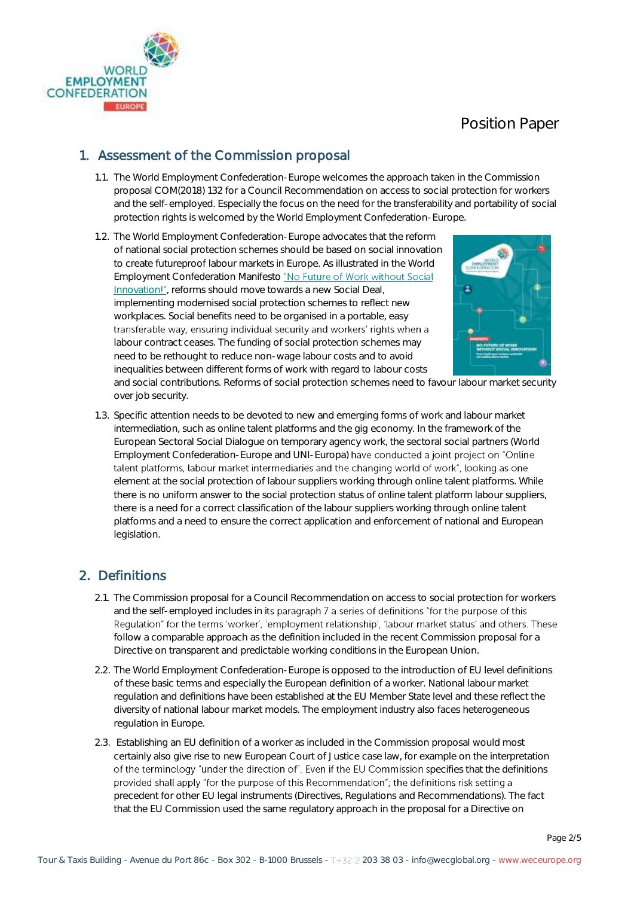Position Paper

## 1. Assessment of the Commission proposal

1.1. The World Employment Confederation-Europe welcomes the approach taken in the Commission proposal COM(2018) 132 for a Council Recommendation on access to social protection for workers and the self-employed. Especially the focus on the need for the transferability and portability of social protection rights is welcomed by the World Employment Confederation-Europe.

1.2. The World Employment Confederation-Europe advocates that the reform of national social protection schemes should be based on social innovation to create futureproof labour markets in Europe. As illustrated in the World Employment Confederation Manifesto "No Future of Work without Social Innovation!", reforms should move towards a new Social Deal, implementing modernised social protection schemes to reflect new workplaces. Social benefits need to be organised in a portable, easy transferable way, ensuring individual security and workers' rights when a labour contract ceases. The funding of social protection schemes may need to be rethought to reduce non-wage labour costs and to avoid inequalities between different forms of work with regard to labour costs and social contributions. Reforms of social protection schemes need to favour labour market security over job security.

1.3. Specific attention needs to be devoted to new and emerging forms of work and labour market intermediation, such as online talent platforms and the gig economy. In the framework of the European Sectoral Social Dialogue on temporary agency work, the sectoral social partners (World Employment Confederation-Europe and UNI-Europa) have conducted a joint project on "Online talent platforms, labour market intermediaries and the changing world of work", looking as one element at the social protection of labour suppliers working through online talent platforms. While there is no uniform answer to the social protection status of online talent platform labour suppliers, there is a need for a correct classification of the labour suppliers working through online talent platforms and a need to ensure the correct application and enforcement of national and European legislation.

## 2. Definitions

2.1. The Commission proposal for a Council Recommendation on access to social protection for workers and the self-employed includes in its paragraph 7 a series of definitions "for the purpose of this Regulation" for the terms 'worker', 'employment relationship', 'labour market status' and others. These follow a comparable approach as the definition included in the recent Commission proposal for a Directive on transparent and predictable working conditions in the European Union.

2.2. The World Employment Confederation-Europe is opposed to the introduction of EU level definitions of these basic terms and especially the European definition of a worker. National labour market regulation and definitions have been established at the EU Member State level and these reflect the diversity of national labour market models. The employment industry also faces heterogeneous regulation in Europe.

2.3. Establishing an EU definition of a worker as included in the Commission proposal would most certainly also give rise to new European Court of Justice case law, for example on the interpretation of the terminology "under the direction of". Even if the EU Commission specifies that the definitions provided shall apply "for the purpose of this Recommendation"; the definitions risk setting a precedent for other EU legal instruments (Directives, Regulations and Recommendations). The fact that the EU Commission used the same regulatory approach in the proposal for a Directive on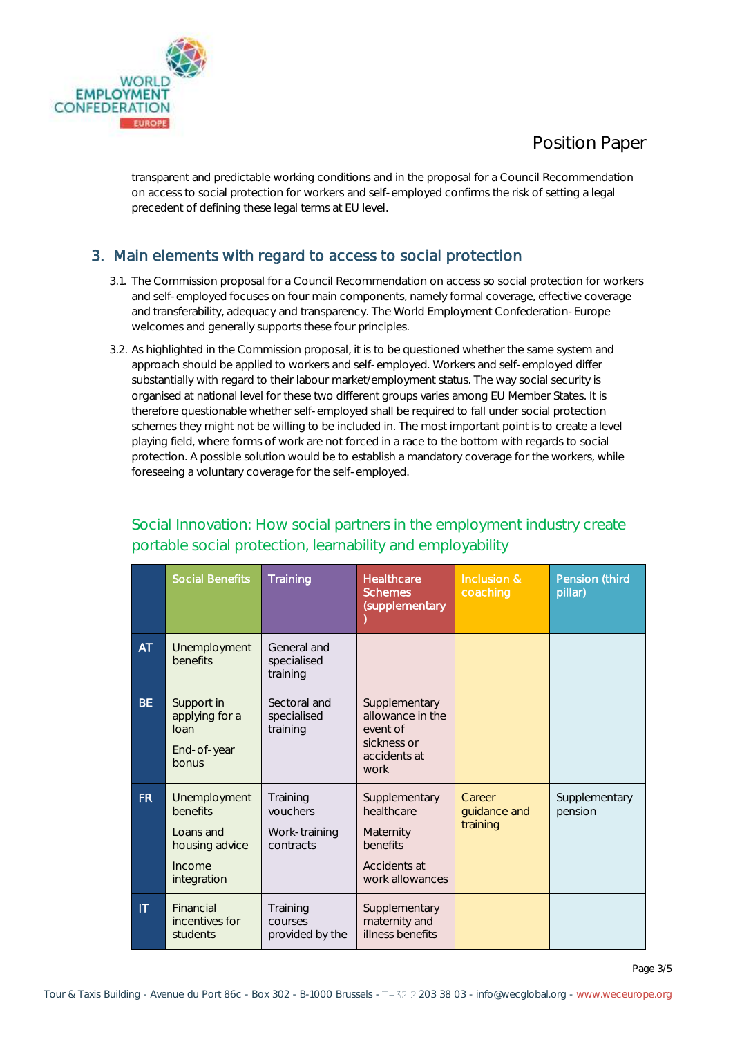transparent and predictable working conditions and in the proposal for a Council Recommendation on access to social protection for workers and self-employed confirms the risk of setting a legal precedent of defining these legal terms at EU level.

## 3. Main elements with regard to access to social protection

3.1. The Commission proposal for a Council Recommendation on access so social protection for workers and self-employed focuses on four main components, namely formal coverage, effective coverage and transferability, adequacy and transparency. The World Employment Confederation-Europe welcomes and generally supports these four principles.

3.2. As highlighted in the Commission proposal, it is to be questioned whether the same system and approach should be applied to workers and self-employed. Workers and self-employed differ substantially with regard to their labour market/employment status. The way social security is organised at national level for these two different groups varies among EU Member States. It is therefore questionable whether self-employed shall be required to fall under social protection schemes they might not be willing to be included in. The most important point is to create a level playing field, where forms of work are not forced in a race to the bottom with regards to social protection. A possible solution would be to establish a mandatory coverage for the workers, while foreseeing a voluntary coverage for the self-employed.

### Social Innovation: How social partners in the employment industry create portable social protection, learnability and employability

| | Social Benefits | Training | Healthcare Schemes (supplementary) | Inclusion & coaching | Pension (third pillar) |
|---|---|---|---|---|---|
| AT | Unemployment benefits | General and specialised training | | | |
| BE | Support in applying for a loan<br>End-of-year bonus | Sectoral and specialised training | Supplementary allowance in the event of sickness or accidents at work | | |
| FR | Unemployment benefits<br>Loans and housing advice<br>Income integration | Training vouchers<br>Work-training contracts | Supplementary healthcare<br>Maternity benefits<br>Accidents at work allowances | Career guidance and training | Supplementary pension |
| IT | Financial incentives for students | Training courses provided by the | Supplementary maternity and illness benefits | | |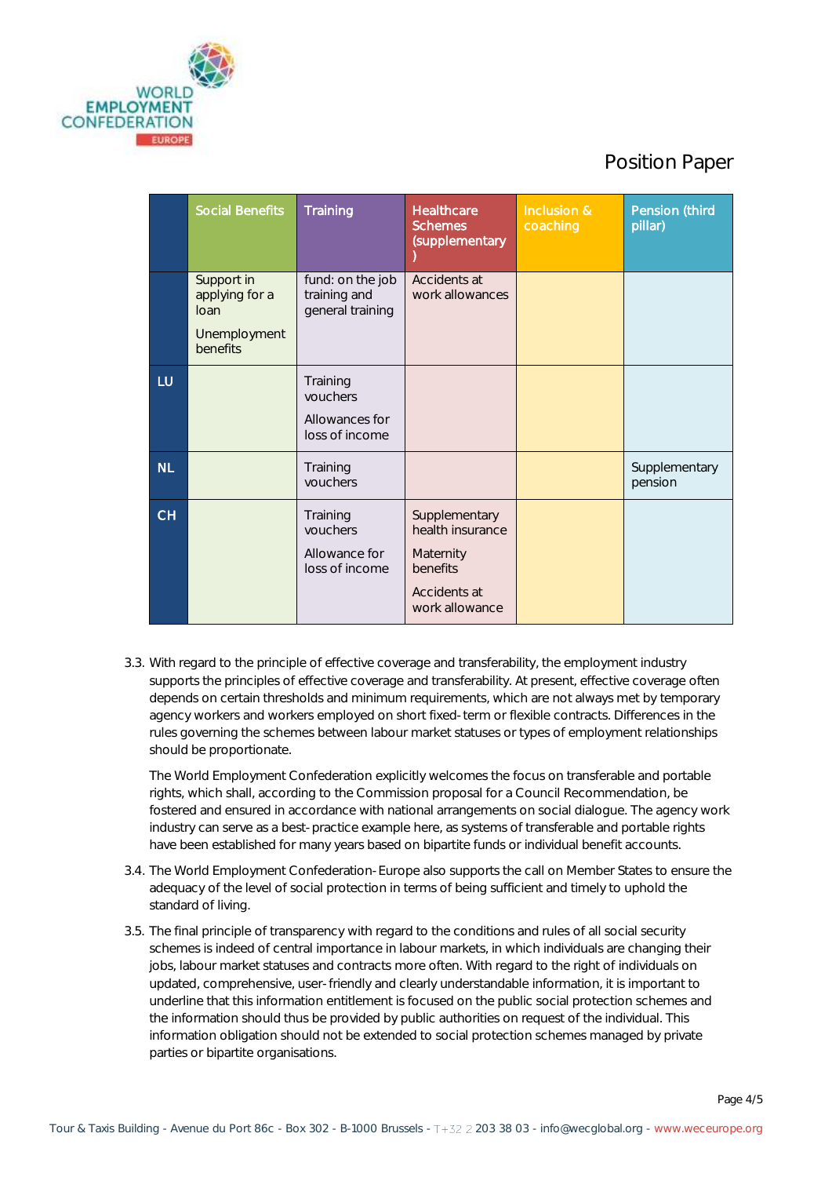Position Paper

| | Social Benefits | Training | Healthcare Schemes (supplementary) | Inclusion & coaching | Pension (third pillar) |
|---|---|---|---|---|---|
| | Support in applying for a loan<br><br>Unemployment benefits | fund: on the job training and general training | Accidents at work allowances | | |
| LU | | Training vouchers<br><br>Allowances for loss of income | | | |
| NL | | Training vouchers | | | Supplementary pension |
| CH | | Training vouchers<br><br>Allowance for loss of income | Supplementary health insurance<br><br>Maternity benefits<br><br>Accidents at work allowance | | |

3.3. With regard to the principle of effective coverage and transferability, the employment industry supports the principles of effective coverage and transferability. At present, effective coverage often depends on certain thresholds and minimum requirements, which are not always met by temporary agency workers and workers employed on short fixed-term or flexible contracts. Differences in the rules governing the schemes between labour market statuses or types of employment relationships should be proportionate.

The World Employment Confederation explicitly welcomes the focus on transferable and portable rights, which shall, according to the Commission proposal for a Council Recommendation, be fostered and ensured in accordance with national arrangements on social dialogue. The agency work industry can serve as a best-practice example here, as systems of transferable and portable rights have been established for many years based on bipartite funds or individual benefit accounts.

3.4. The World Employment Confederation-Europe also supports the call on Member States to ensure the adequacy of the level of social protection in terms of being sufficient and timely to uphold the standard of living.

3.5. The final principle of transparency with regard to the conditions and rules of all social security schemes is indeed of central importance in labour markets, in which individuals are changing their jobs, labour market statuses and contracts more often. With regard to the right of individuals on updated, comprehensive, user-friendly and clearly understandable information, it is important to underline that this information entitlement is focused on the public social protection schemes and the information should thus be provided by public authorities on request of the individual. This information obligation should not be extended to social protection schemes managed by private parties or bipartite organisations.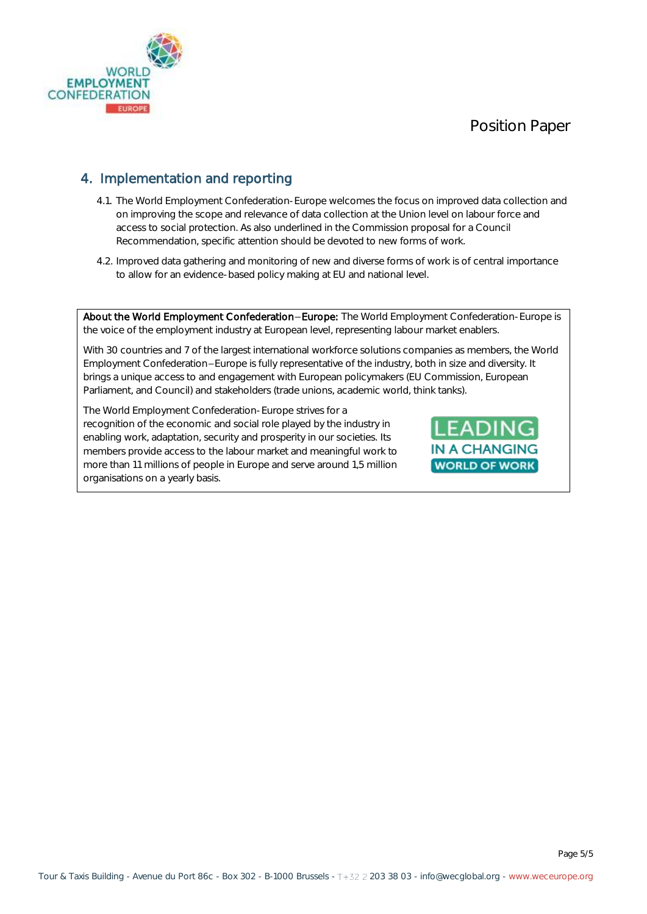## 4. Implementation and reporting

4.1. The World Employment Confederation-Europe welcomes the focus on improved data collection and on improving the scope and relevance of data collection at the Union level on labour force and access to social protection. As also underlined in the Commission proposal for a Council Recommendation, specific attention should be devoted to new forms of work.

4.2. Improved data gathering and monitoring of new and diverse forms of work is of central importance to allow for an evidence-based policy making at EU and national level.

**About the World Employment Confederation–Europe:** The World Employment Confederation-Europe is the voice of the employment industry at European level, representing labour market enablers.

With 30 countries and 7 of the largest international workforce solutions companies as members, the World Employment Confederation–Europe is fully representative of the industry, both in size and diversity. It brings a unique access to and engagement with European policymakers (EU Commission, European Parliament, and Council) and stakeholders (trade unions, academic world, think tanks).

The World Employment Confederation-Europe strives for a recognition of the economic and social role played by the industry in enabling work, adaptation, security and prosperity in our societies. Its members provide access to the labour market and meaningful work to more than 11 millions of people in Europe and serve around 1,5 million organisations on a yearly basis.

LEADING IN A CHANGING WORLD OF WORK

Tour & Taxis Building - Avenue du Port 86c - Box 302 - B-1000 Brussels - T+32 2 203 38 03 - info@wecglobal.org - www.weceurope.org